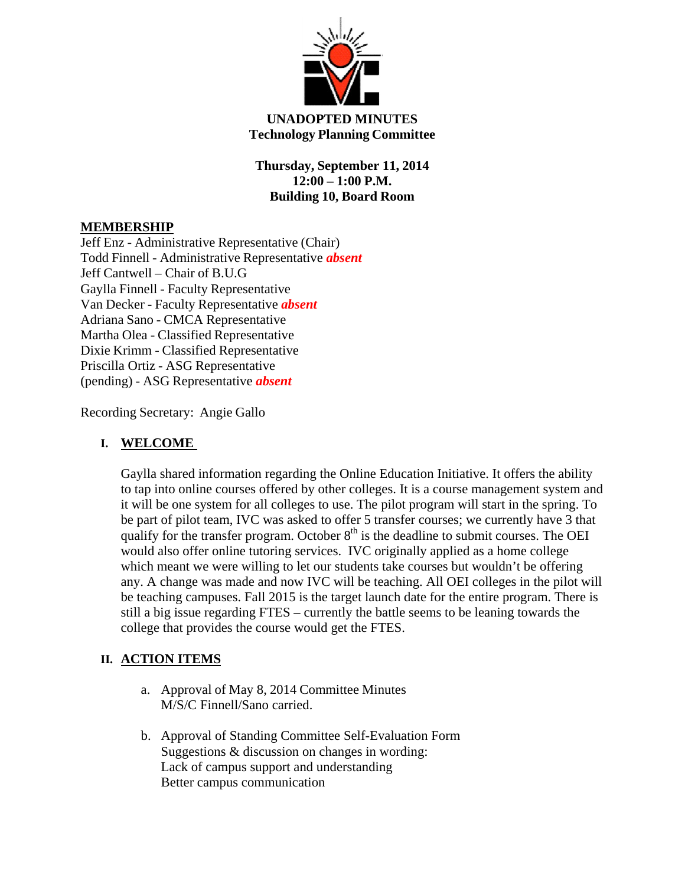**UNADOPTED MINUTES**
**Technology Planning Committee**

**Thursday, September 11, 2014**
**12:00 – 1:00 P.M.**
**Building 10, Board Room**

**MEMBERSHIP**

Jeff Enz - Administrative Representative (Chair)
Todd Finnell - Administrative Representative ***absent***
Jeff Cantwell – Chair of B.U.G
Gaylla Finnell - Faculty Representative
Van Decker - Faculty Representative ***absent***
Adriana Sano - CMCA Representative
Martha Olea - Classified Representative
Dixie Krimm - Classified Representative
Priscilla Ortiz - ASG Representative
(pending) - ASG Representative ***absent***

Recording Secretary: Angie Gallo

## I. WELCOME

Gaylla shared information regarding the Online Education Initiative. It offers the ability to tap into online courses offered by other colleges. It is a course management system and it will be one system for all colleges to use. The pilot program will start in the spring. To be part of pilot team, IVC was asked to offer 5 transfer courses; we currently have 3 that qualify for the transfer program. October 8th is the deadline to submit courses. The OEI would also offer online tutoring services. IVC originally applied as a home college which meant we were willing to let our students take courses but wouldn't be offering any. A change was made and now IVC will be teaching. All OEI colleges in the pilot will be teaching campuses. Fall 2015 is the target launch date for the entire program. There is still a big issue regarding FTES – currently the battle seems to be leaning towards the college that provides the course would get the FTES.

## II. ACTION ITEMS

a. Approval of May 8, 2014 Committee Minutes
   M/S/C Finnell/Sano carried.

b. Approval of Standing Committee Self-Evaluation Form
   Suggestions & discussion on changes in wording:
   Lack of campus support and understanding
   Better campus communication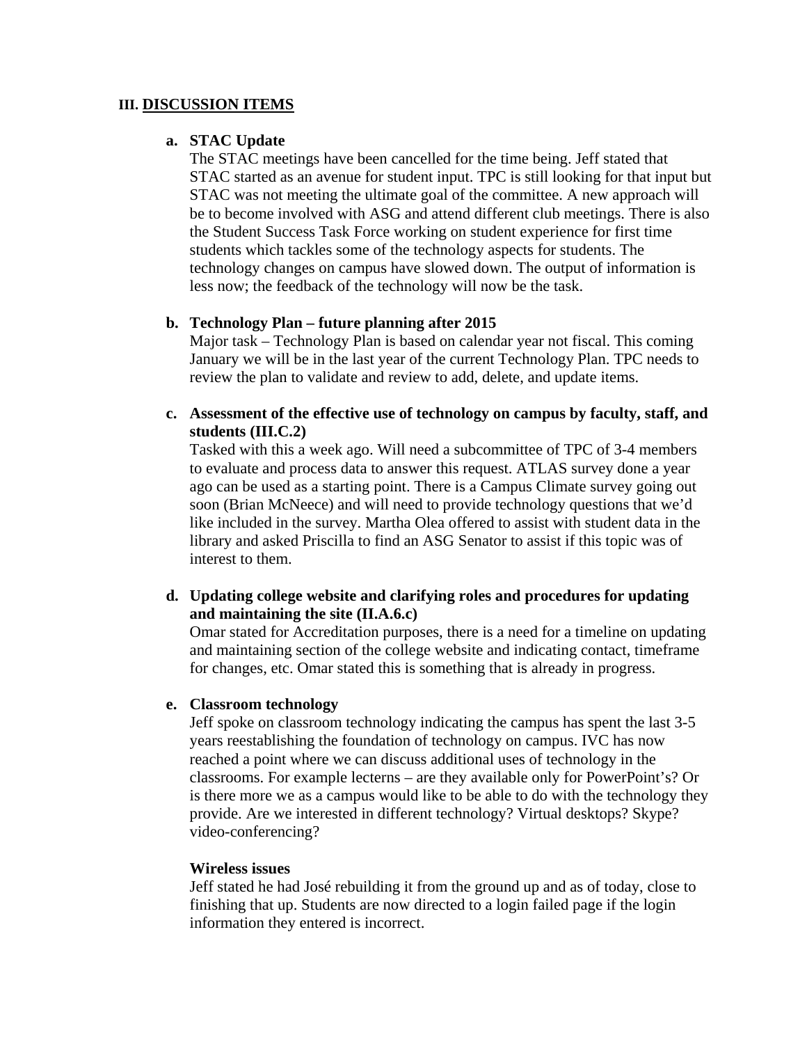## III. DISCUSSION ITEMS

**a. STAC Update**

The STAC meetings have been cancelled for the time being. Jeff stated that STAC started as an avenue for student input. TPC is still looking for that input but STAC was not meeting the ultimate goal of the committee. A new approach will be to become involved with ASG and attend different club meetings. There is also the Student Success Task Force working on student experience for first time students which tackles some of the technology aspects for students. The technology changes on campus have slowed down. The output of information is less now; the feedback of the technology will now be the task.

**b. Technology Plan – future planning after 2015**

Major task – Technology Plan is based on calendar year not fiscal. This coming January we will be in the last year of the current Technology Plan. TPC needs to review the plan to validate and review to add, delete, and update items.

**c. Assessment of the effective use of technology on campus by faculty, staff, and students (III.C.2)**

Tasked with this a week ago. Will need a subcommittee of TPC of 3-4 members to evaluate and process data to answer this request. ATLAS survey done a year ago can be used as a starting point. There is a Campus Climate survey going out soon (Brian McNeece) and will need to provide technology questions that we'd like included in the survey. Martha Olea offered to assist with student data in the library and asked Priscilla to find an ASG Senator to assist if this topic was of interest to them.

**d. Updating college website and clarifying roles and procedures for updating and maintaining the site (II.A.6.c)**

Omar stated for Accreditation purposes, there is a need for a timeline on updating and maintaining section of the college website and indicating contact, timeframe for changes, etc. Omar stated this is something that is already in progress.

**e. Classroom technology**

Jeff spoke on classroom technology indicating the campus has spent the last 3-5 years reestablishing the foundation of technology on campus. IVC has now reached a point where we can discuss additional uses of technology in the classrooms. For example lecterns – are they available only for PowerPoint's? Or is there more we as a campus would like to be able to do with the technology they provide. Are we interested in different technology? Virtual desktops? Skype? video-conferencing?

**Wireless issues**

Jeff stated he had José rebuilding it from the ground up and as of today, close to finishing that up. Students are now directed to a login failed page if the login information they entered is incorrect.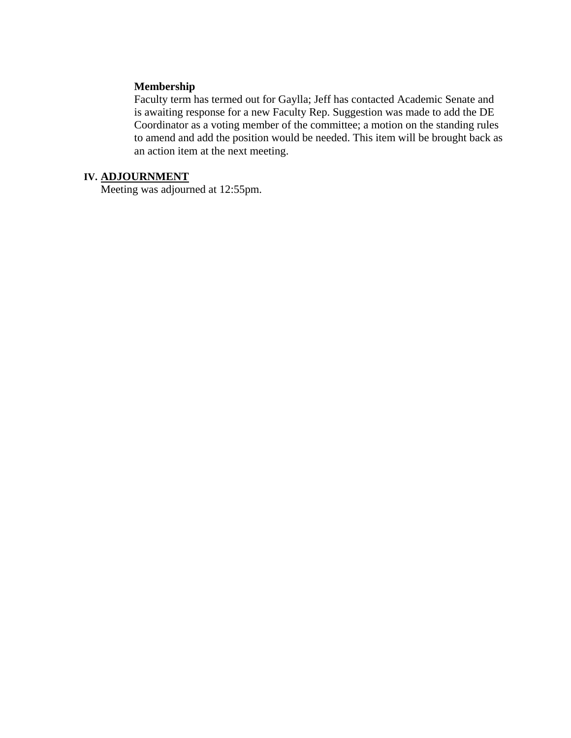**Membership**

Faculty term has termed out for Gaylla; Jeff has contacted Academic Senate and is awaiting response for a new Faculty Rep. Suggestion was made to add the DE Coordinator as a voting member of the committee; a motion on the standing rules to amend and add the position would be needed. This item will be brought back as an action item at the next meeting.

## IV. ADJOURNMENT

Meeting was adjourned at 12:55pm.